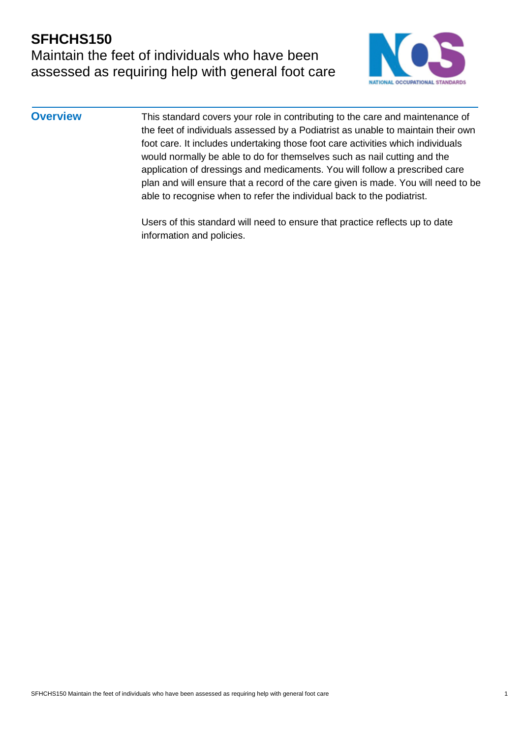# SFHCHS150

## Maintain the feet of individuals who have been assessed as requiring help with general foot care

### Overview

This standard covers your role in contributing to the care and maintenance of the feet of individuals assessed by a Podiatrist as unable to maintain their own foot care. It includes undertaking those foot care activities which individuals would normally be able to do for themselves such as nail cutting and the application of dressings and medicaments. You will follow a prescribed care plan and will ensure that a record of the care given is made. You will need to be able to recognise when to refer the individual back to the podiatrist.

Users of this standard will need to ensure that practice reflects up to date information and policies.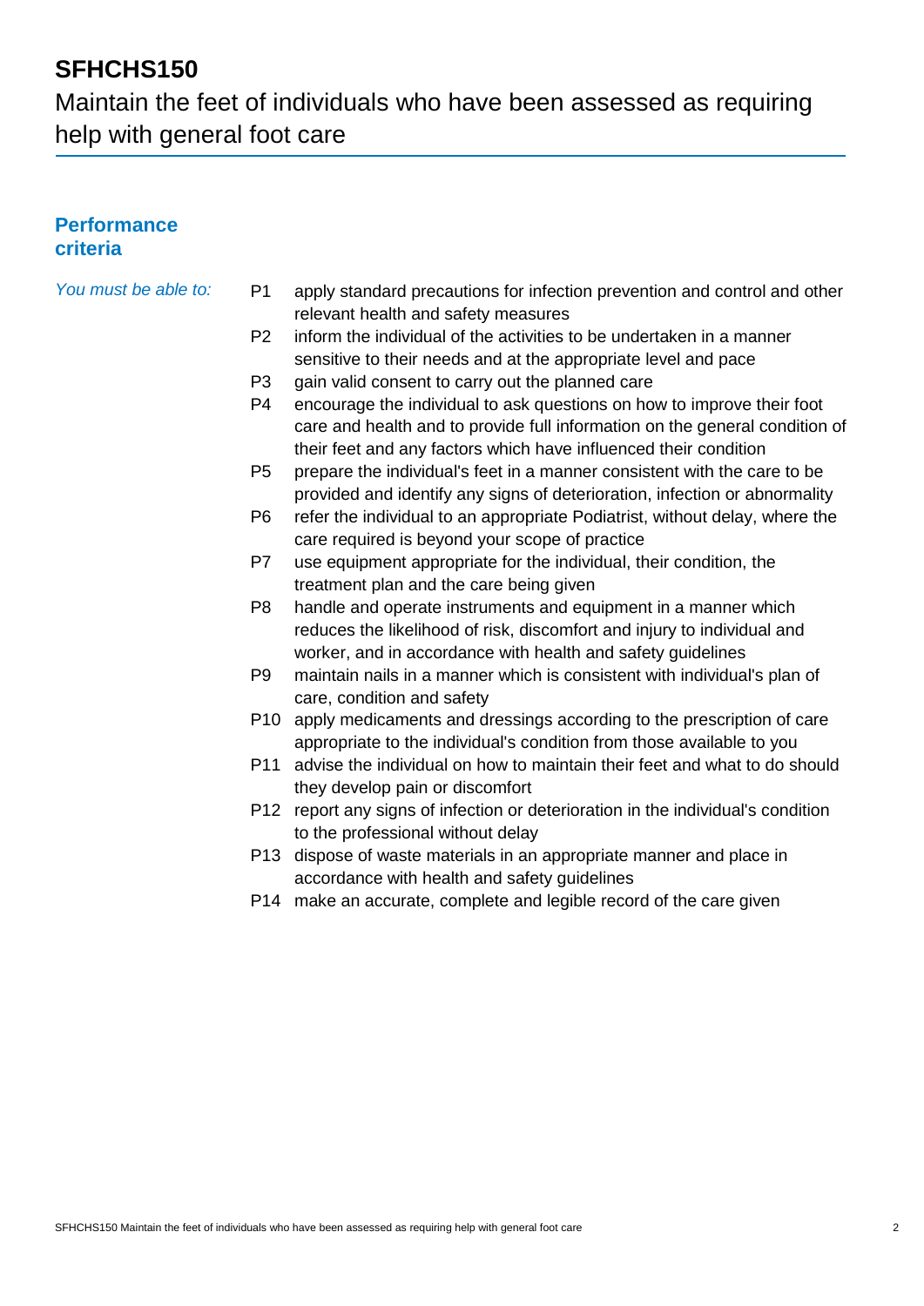# SFHCHS150

## Maintain the feet of individuals who have been assessed as requiring help with general foot care

### Performance criteria

*You must be able to:*

- P1 apply standard precautions for infection prevention and control and other relevant health and safety measures
- P2 inform the individual of the activities to be undertaken in a manner sensitive to their needs and at the appropriate level and pace
- P3 gain valid consent to carry out the planned care
- P4 encourage the individual to ask questions on how to improve their foot care and health and to provide full information on the general condition of their feet and any factors which have influenced their condition
- P5 prepare the individual's feet in a manner consistent with the care to be provided and identify any signs of deterioration, infection or abnormality
- P6 refer the individual to an appropriate Podiatrist, without delay, where the care required is beyond your scope of practice
- P7 use equipment appropriate for the individual, their condition, the treatment plan and the care being given
- P8 handle and operate instruments and equipment in a manner which reduces the likelihood of risk, discomfort and injury to individual and worker, and in accordance with health and safety guidelines
- P9 maintain nails in a manner which is consistent with individual's plan of care, condition and safety
- P10 apply medicaments and dressings according to the prescription of care appropriate to the individual's condition from those available to you
- P11 advise the individual on how to maintain their feet and what to do should they develop pain or discomfort
- P12 report any signs of infection or deterioration in the individual's condition to the professional without delay
- P13 dispose of waste materials in an appropriate manner and place in accordance with health and safety guidelines
- P14 make an accurate, complete and legible record of the care given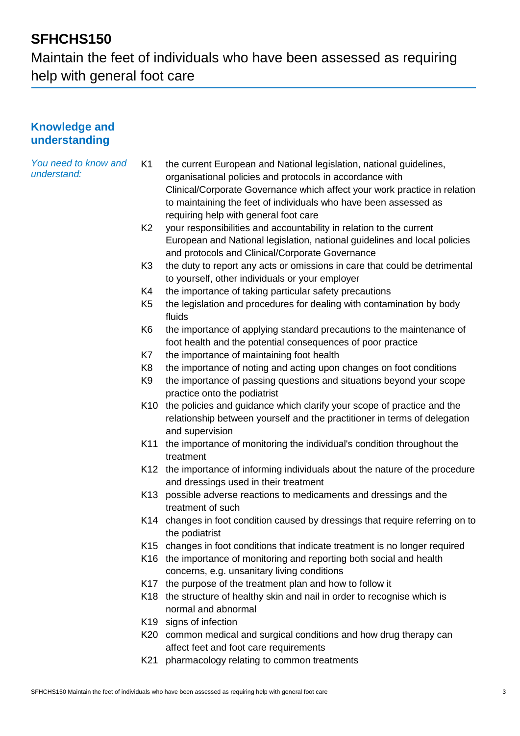# SFHCHS150

Maintain the feet of individuals who have been assessed as requiring help with general foot care

## Knowledge and understanding

*You need to know and understand:*

- K1 the current European and National legislation, national guidelines, organisational policies and protocols in accordance with Clinical/Corporate Governance which affect your work practice in relation to maintaining the feet of individuals who have been assessed as requiring help with general foot care
- K2 your responsibilities and accountability in relation to the current European and National legislation, national guidelines and local policies and protocols and Clinical/Corporate Governance
- K3 the duty to report any acts or omissions in care that could be detrimental to yourself, other individuals or your employer
- K4 the importance of taking particular safety precautions
- K5 the legislation and procedures for dealing with contamination by body fluids
- K6 the importance of applying standard precautions to the maintenance of foot health and the potential consequences of poor practice
- K7 the importance of maintaining foot health
- K8 the importance of noting and acting upon changes on foot conditions
- K9 the importance of passing questions and situations beyond your scope practice onto the podiatrist
- K10 the policies and guidance which clarify your scope of practice and the relationship between yourself and the practitioner in terms of delegation and supervision
- K11 the importance of monitoring the individual's condition throughout the treatment
- K12 the importance of informing individuals about the nature of the procedure and dressings used in their treatment
- K13 possible adverse reactions to medicaments and dressings and the treatment of such
- K14 changes in foot condition caused by dressings that require referring on to the podiatrist
- K15 changes in foot conditions that indicate treatment is no longer required
- K16 the importance of monitoring and reporting both social and health concerns, e.g. unsanitary living conditions
- K17 the purpose of the treatment plan and how to follow it
- K18 the structure of healthy skin and nail in order to recognise which is normal and abnormal
- K19 signs of infection
- K20 common medical and surgical conditions and how drug therapy can affect feet and foot care requirements
- K21 pharmacology relating to common treatments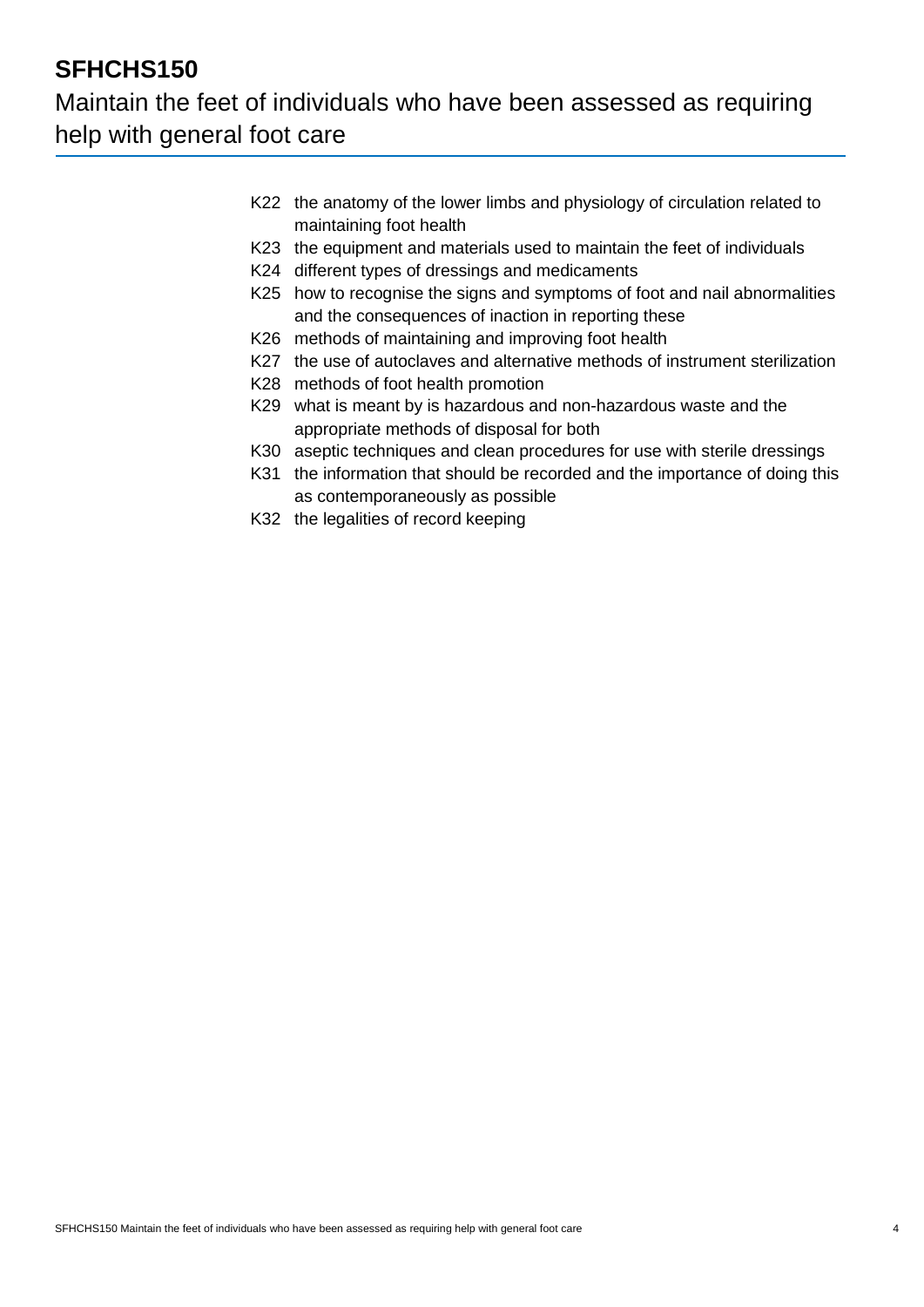# SFHCHS150

## Maintain the feet of individuals who have been assessed as requiring help with general foot care

K22 the anatomy of the lower limbs and physiology of circulation related to maintaining foot health

K23 the equipment and materials used to maintain the feet of individuals

K24 different types of dressings and medicaments

K25 how to recognise the signs and symptoms of foot and nail abnormalities and the consequences of inaction in reporting these

K26 methods of maintaining and improving foot health

K27 the use of autoclaves and alternative methods of instrument sterilization

K28 methods of foot health promotion

K29 what is meant by is hazardous and non-hazardous waste and the appropriate methods of disposal for both

K30 aseptic techniques and clean procedures for use with sterile dressings

K31 the information that should be recorded and the importance of doing this as contemporaneously as possible

K32 the legalities of record keeping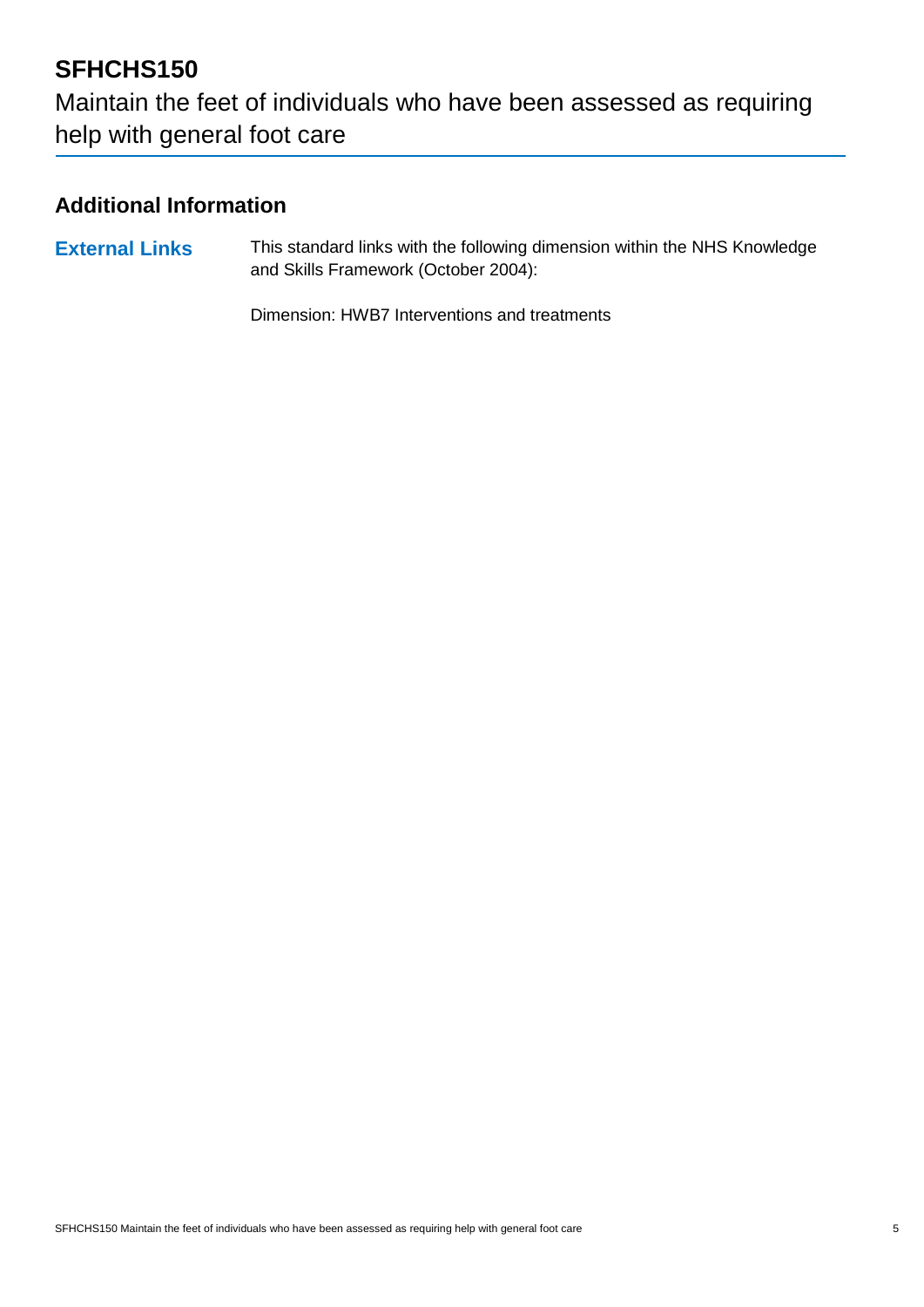# SFHCHS150

Maintain the feet of individuals who have been assessed as requiring help with general foot care

## Additional Information

**External Links**

This standard links with the following dimension within the NHS Knowledge and Skills Framework (October 2004):

Dimension: HWB7 Interventions and treatments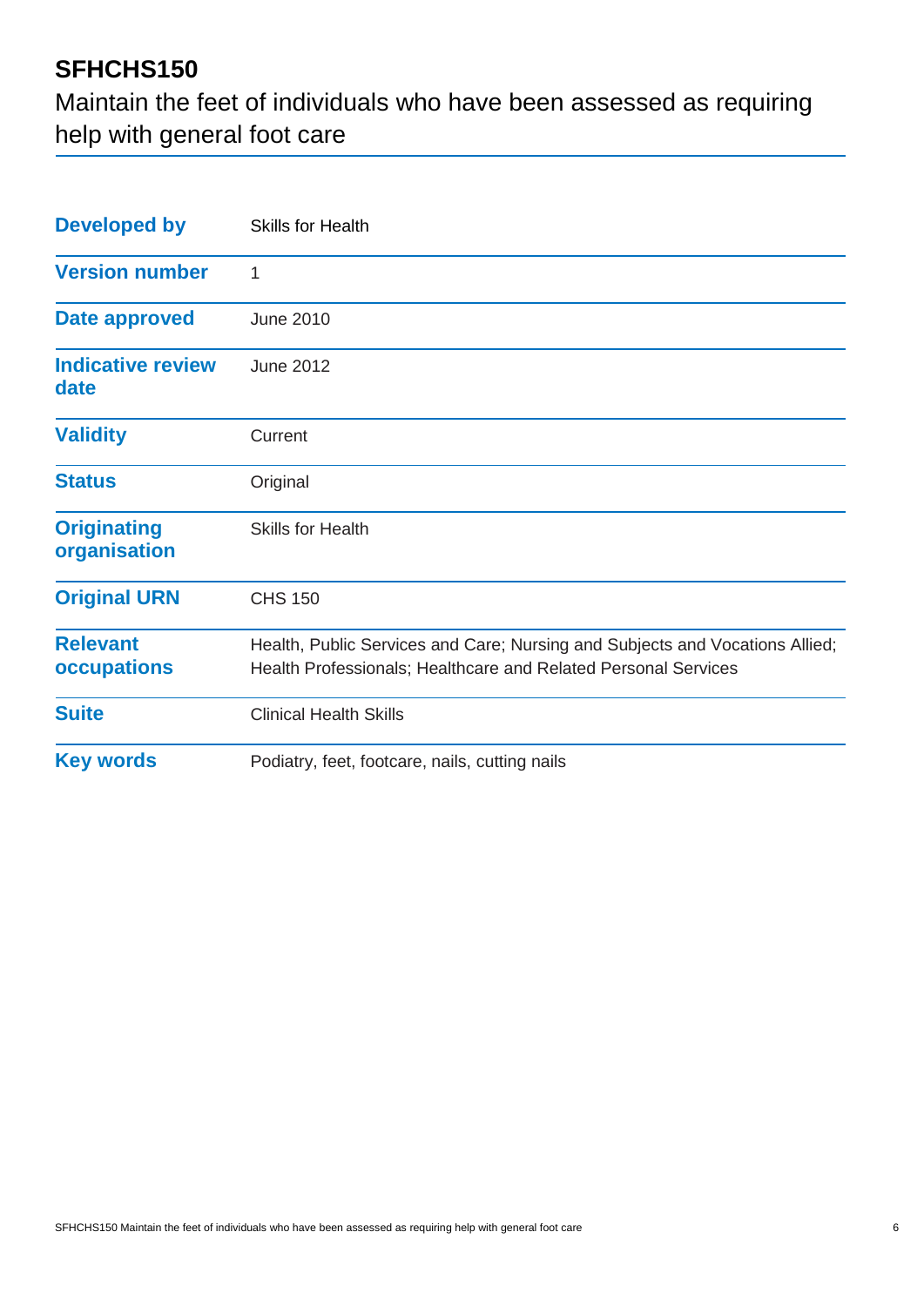# SFHCHS150

## Maintain the feet of individuals who have been assessed as requiring help with general foot care

| | |
|---|---|
| **Developed by** | Skills for Health |
| **Version number** | 1 |
| **Date approved** | June 2010 |
| **Indicative review date** | June 2012 |
| **Validity** | Current |
| **Status** | Original |
| **Originating organisation** | Skills for Health |
| **Original URN** | CHS 150 |
| **Relevant occupations** | Health, Public Services and Care; Nursing and Subjects and Vocations Allied; Health Professionals; Healthcare and Related Personal Services |
| **Suite** | Clinical Health Skills |
| **Key words** | Podiatry, feet, footcare, nails, cutting nails |